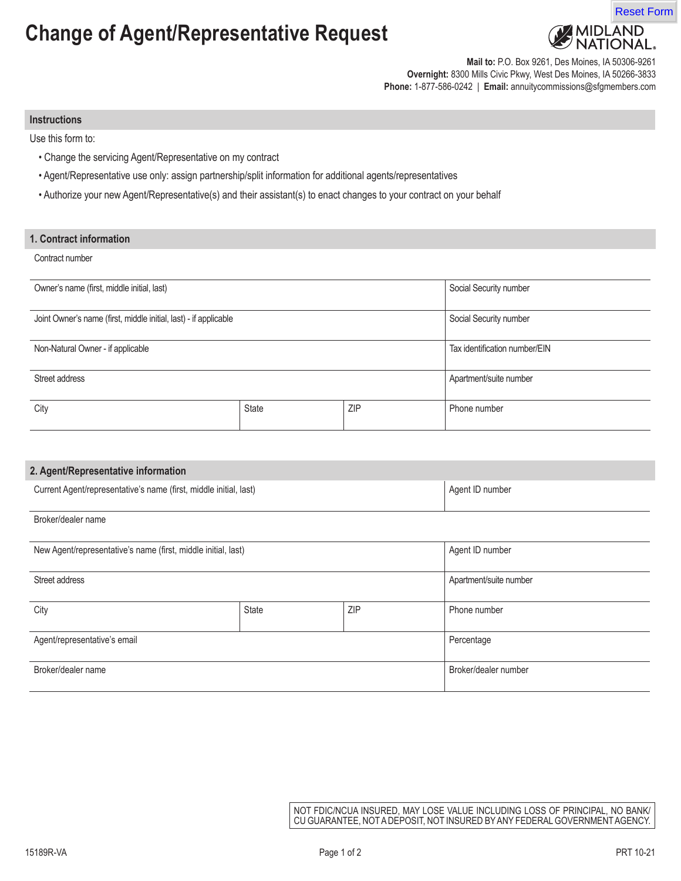# Change of Agent/Representative Request

**Mail to:** P.O. Box 9261, Des Moines, IA 50306-9261
**Overnight:** 8300 Mills Civic Pkwy, West Des Moines, IA 50266-3833
**Phone:** 1-877-586-0242 | **Email:** annuitycommissions@sfgmembers.com

## Instructions

Use this form to:

- Change the servicing Agent/Representative on my contract
- Agent/Representative use only: assign partnership/split information for additional agents/representatives
- Authorize your new Agent/Representative(s) and their assistant(s) to enact changes to your contract on your behalf

## 1. Contract information

Contract number

| | | | |
|---|---|---|---|
| Owner's name (first, middle initial, last) | | | Social Security number |
| Joint Owner's name (first, middle initial, last) - if applicable | | | Social Security number |
| Non-Natural Owner - if applicable | | | Tax identification number/EIN |
| Street address | | | Apartment/suite number |
| City | State | ZIP | Phone number |

## 2. Agent/Representative information

| | | | |
|---|---|---|---|
| Current Agent/representative's name (first, middle initial, last) | | | Agent ID number |
| Broker/dealer name | | | |
| New Agent/representative's name (first, middle initial, last) | | | Agent ID number |
| Street address | | | Apartment/suite number |
| City | State | ZIP | Phone number |
| Agent/representative's email | | | Percentage |
| Broker/dealer name | | | Broker/dealer number |

NOT FDIC/NCUA INSURED, MAY LOSE VALUE INCLUDING LOSS OF PRINCIPAL, NO BANK/CU GUARANTEE, NOT A DEPOSIT, NOT INSURED BY ANY FEDERAL GOVERNMENT AGENCY.

15189R-VA

PRT 10-21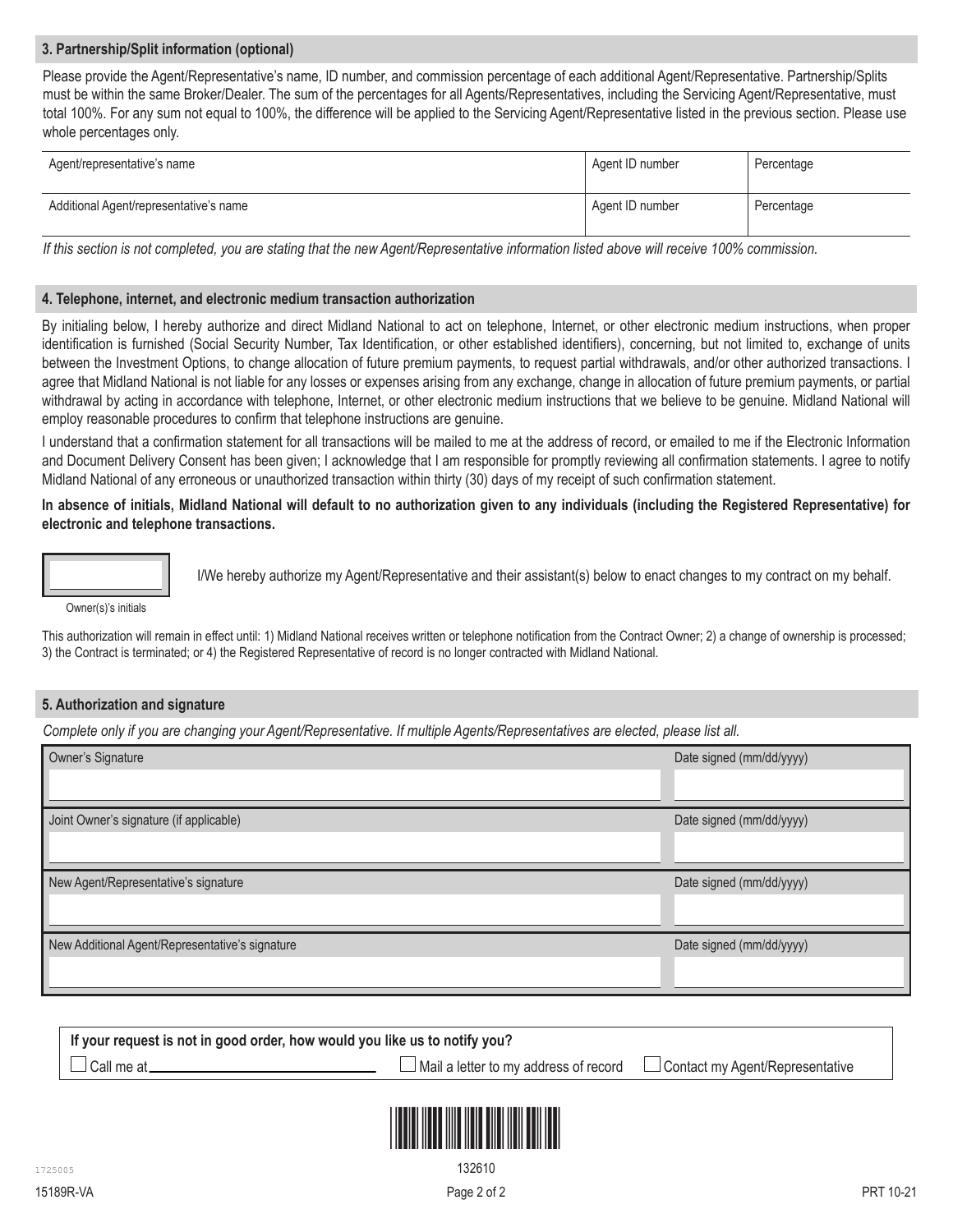## 3. Partnership/Split information (optional)

Please provide the Agent/Representative's name, ID number, and commission percentage of each additional Agent/Representative. Partnership/Splits must be within the same Broker/Dealer. The sum of the percentages for all Agents/Representatives, including the Servicing Agent/Representative, must total 100%. For any sum not equal to 100%, the difference will be applied to the Servicing Agent/Representative listed in the previous section. Please use whole percentages only.

| | | |
|---|---|---|
| Agent/representative's name | Agent ID number | Percentage |
| Additional Agent/representative's name | Agent ID number | Percentage |

*If this section is not completed, you are stating that the new Agent/Representative information listed above will receive 100% commission.*

## 4. Telephone, internet, and electronic medium transaction authorization

By initialing below, I hereby authorize and direct Midland National to act on telephone, Internet, or other electronic medium instructions, when proper identification is furnished (Social Security Number, Tax Identification, or other established identifiers), concerning, but not limited to, exchange of units between the Investment Options, to change allocation of future premium payments, to request partial withdrawals, and/or other authorized transactions. I agree that Midland National is not liable for any losses or expenses arising from any exchange, change in allocation of future premium payments, or partial withdrawal by acting in accordance with telephone, Internet, or other electronic medium instructions that we believe to be genuine. Midland National will employ reasonable procedures to confirm that telephone instructions are genuine.

I understand that a confirmation statement for all transactions will be mailed to me at the address of record, or emailed to me if the Electronic Information and Document Delivery Consent has been given; I acknowledge that I am responsible for promptly reviewing all confirmation statements. I agree to notify Midland National of any erroneous or unauthorized transaction within thirty (30) days of my receipt of such confirmation statement.

**In absence of initials, Midland National will default to no authorization given to any individuals (including the Registered Representative) for electronic and telephone transactions.**

Owner(s)'s initials: ____________ I/We hereby authorize my Agent/Representative and their assistant(s) below to enact changes to my contract on my behalf.

This authorization will remain in effect until: 1) Midland National receives written or telephone notification from the Contract Owner; 2) a change of ownership is processed; 3) the Contract is terminated; or 4) the Registered Representative of record is no longer contracted with Midland National.

## 5. Authorization and signature

*Complete only if you are changing your Agent/Representative. If multiple Agents/Representatives are elected, please list all.*

| | |
|---|---|
| Owner's Signature | Date signed (mm/dd/yyyy) |
| Joint Owner's signature (if applicable) | Date signed (mm/dd/yyyy) |
| New Agent/Representative's signature | Date signed (mm/dd/yyyy) |
| New Additional Agent/Representative's signature | Date signed (mm/dd/yyyy) |

**If your request is not in good order, how would you like us to notify you?**

☐ Call me at ____________________ ☐ Mail a letter to my address of record ☐ Contact my Agent/Representative

132610

1725005

15189R-VA

PRT 10-21